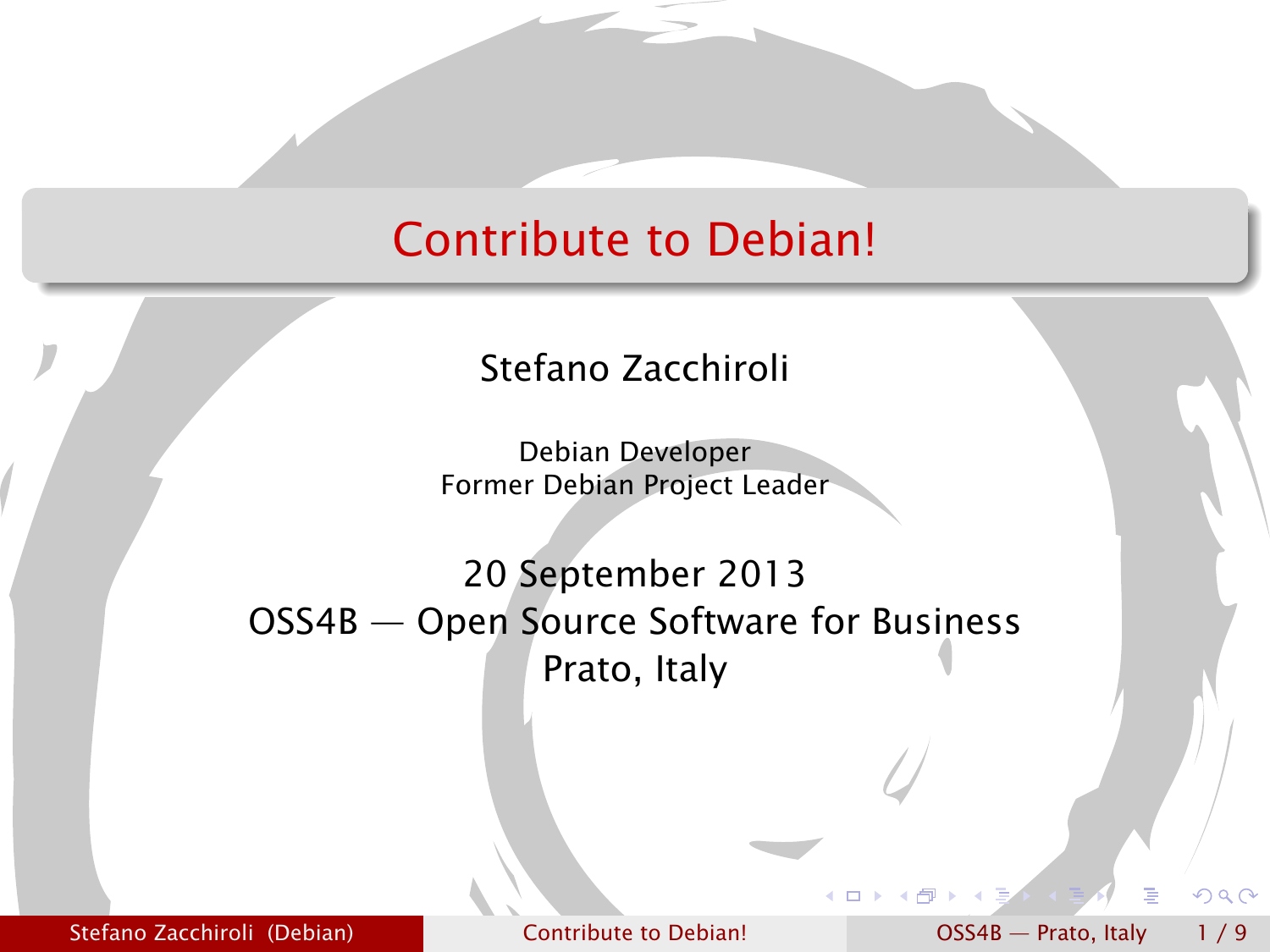# Contribute to Debian!

Stefano Zacchiroli

Debian Developer
Former Debian Project Leader

20 September 2013
OSS4B — Open Source Software for Business
Prato, Italy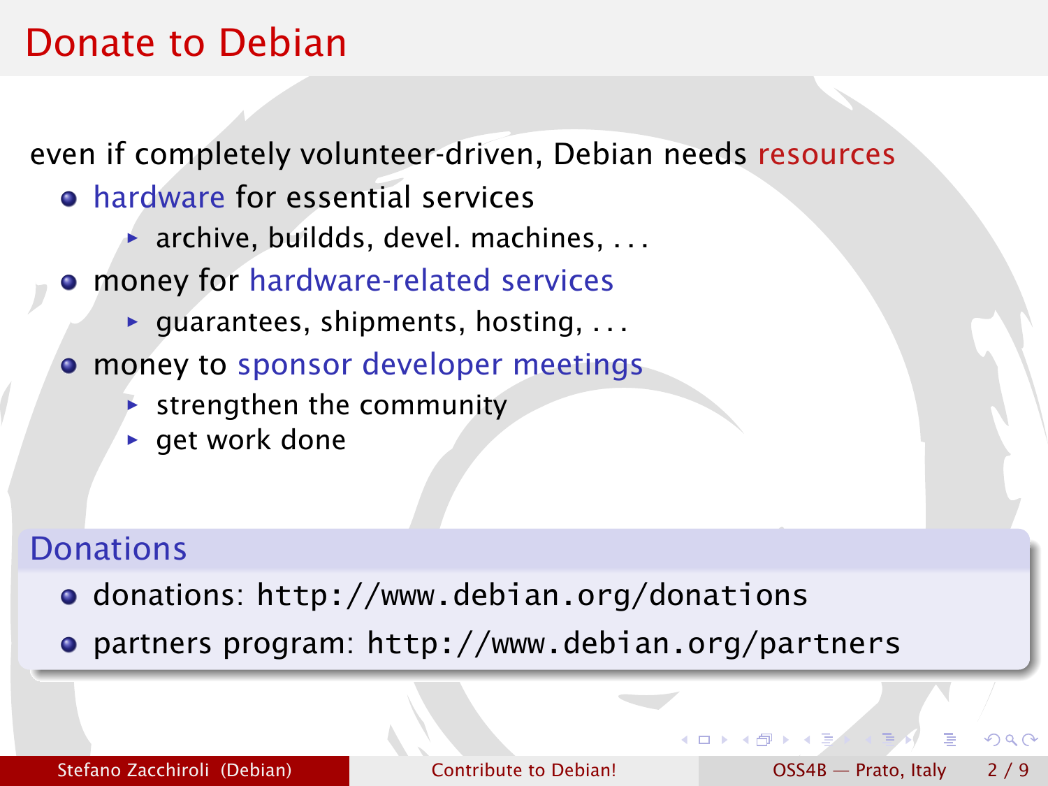# Donate to Debian

even if completely volunteer-driven, Debian needs resources

- hardware for essential services
  - archive, buildds, devel. machines, ...
- money for hardware-related services
  - guarantees, shipments, hosting, ...
- money to sponsor developer meetings
  - strengthen the community
  - get work done

## Donations

- donations: `http://www.debian.org/donations`
- partners program: `http://www.debian.org/partners`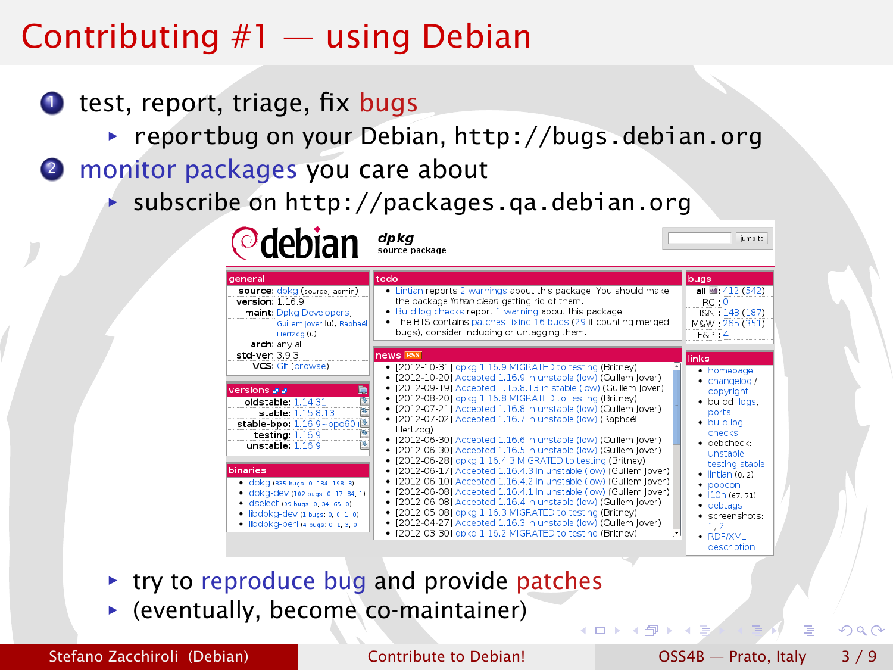# Contributing #1 — using Debian

1. test, report, triage, fix bugs
   - reportbug on your Debian, http://bugs.debian.org
2. monitor packages you care about
   - subscribe on http://packages.qa.debian.org

debian **dpkg** source package

**general**

- **source:** dpkg (source, admin)
- **version:** 1.16.9
- **maint:** Dpkg Developers, Guillem Jover (u), Raphaël Hertzog (u)
- **arch:** any all
- **std-ver:** 3.9.3
- **VCS:** Git (browse)

**versions**

- **oldstable:** 1.14.31
- **stable:** 1.15.8.13
- **stable-bpo:** 1.16.9~bpo60
- **testing:** 1.16.9
- **unstable:** 1.16.9

**binaries**

- dpkg (335 bugs: 0, 134, 198, 3)
- dpkg-dev (102 bugs: 0, 17, 84, 1)
- dselect (99 bugs: 0, 34, 65, 0)
- libdpkg-dev (1 bugs: 0, 0, 1, 0)
- libdpkg-perl (4 bugs: 0, 1, 3, 0)

**todo**

- Lintian reports 2 warnings about this package. You should make the package *lintian clean* getting rid of them.
- Build log checks report 1 warning about this package.
- The BTS contains patches fixing 16 bugs (29 if counting merged bugs), consider including or untagging them.

**news**

- [2012-10-31] dpkg 1.16.9 MIGRATED to testing (Britney)
- [2012-10-20] Accepted 1.16.9 in unstable (low) (Guillem Jover)
- [2012-09-19] Accepted 1.15.8.13 in stable (low) (Guillem Jover)
- [2012-08-20] dpkg 1.16.8 MIGRATED to testing (Britney)
- [2012-07-21] Accepted 1.16.8 in unstable (low) (Guillem Jover)
- [2012-07-02] Accepted 1.16.7 in unstable (low) (Raphaël Hertzog)
- [2012-06-30] Accepted 1.16.6 in unstable (low) (Guillem Jover)
- [2012-06-30] Accepted 1.16.5 in unstable (low) (Guillem Jover)
- [2012-06-28] dpkg 1.16.4.3 MIGRATED to testing (Britney)
- [2012-06-17] Accepted 1.16.4.3 in unstable (low) (Guillem Jover)
- [2012-06-10] Accepted 1.16.4.2 in unstable (low) (Guillem Jover)
- [2012-06-08] Accepted 1.16.4.1 in unstable (low) (Guillem Jover)
- [2012-06-08] Accepted 1.16.4 in unstable (low) (Guillem Jover)
- [2012-05-08] dpkg 1.16.3 MIGRATED to testing (Britney)
- [2012-04-27] Accepted 1.16.3 in unstable (low) (Guillem Jover)
- [2012-03-30] dpkg 1.16.2 MIGRATED to testing (Britney)

**bugs**

- **all:** 412 (542)
- RC : 0
- I&N : 143 (187)
- M&W : 265 (351)
- F&P : 4

**links**

- homepage
- changelog / copyright
- buildd: logs, ports
- build log checks
- debcheck: unstable testing stable
- lintian (0, 2)
- popcon
- l10n (67, 71)
- debtags
- screenshots: 1, 2
- RDF/XML description

- try to reproduce bug and provide patches
- (eventually, become co-maintainer)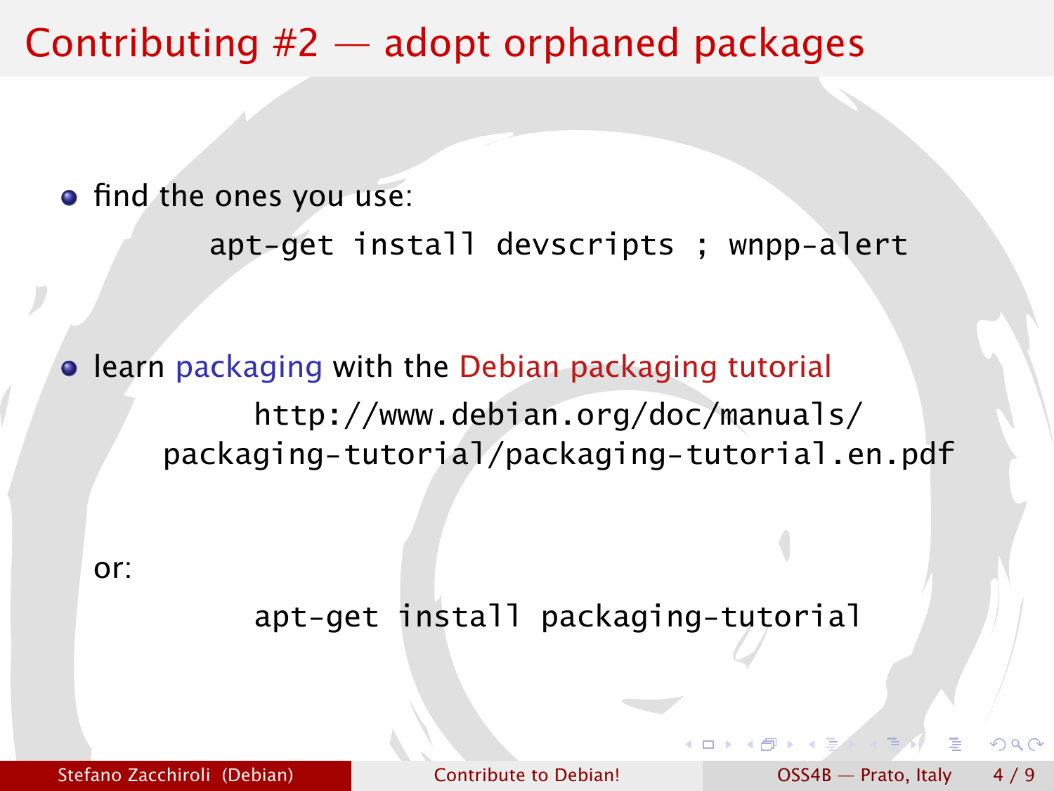# Contributing #2 — adopt orphaned packages

- find the ones you use:

```
apt-get install devscripts ; wnpp-alert
```

- learn packaging with the Debian packaging tutorial

```
http://www.debian.org/doc/manuals/
packaging-tutorial/packaging-tutorial.en.pdf
```

or:

```
apt-get install packaging-tutorial
```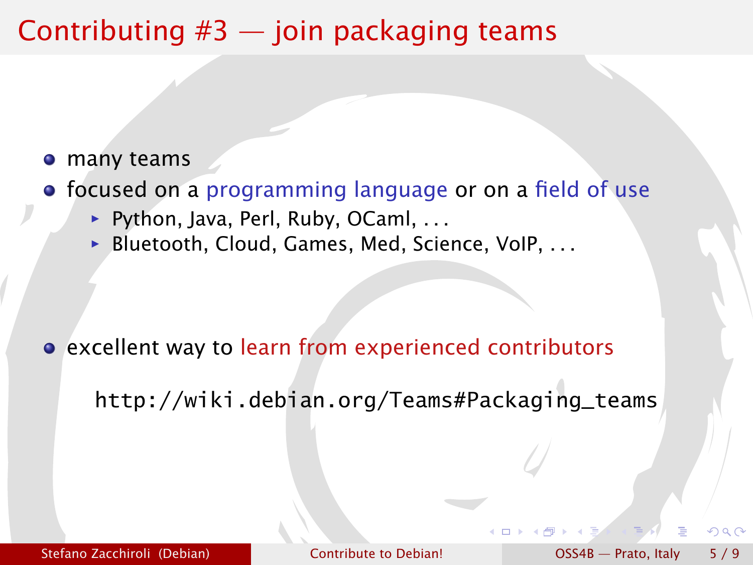# Contributing #3 — join packaging teams

- many teams
- focused on a programming language or on a field of use
  - Python, Java, Perl, Ruby, OCaml, . . .
  - Bluetooth, Cloud, Games, Med, Science, VoIP, . . .
- excellent way to learn from experienced contributors

http://wiki.debian.org/Teams#Packaging_teams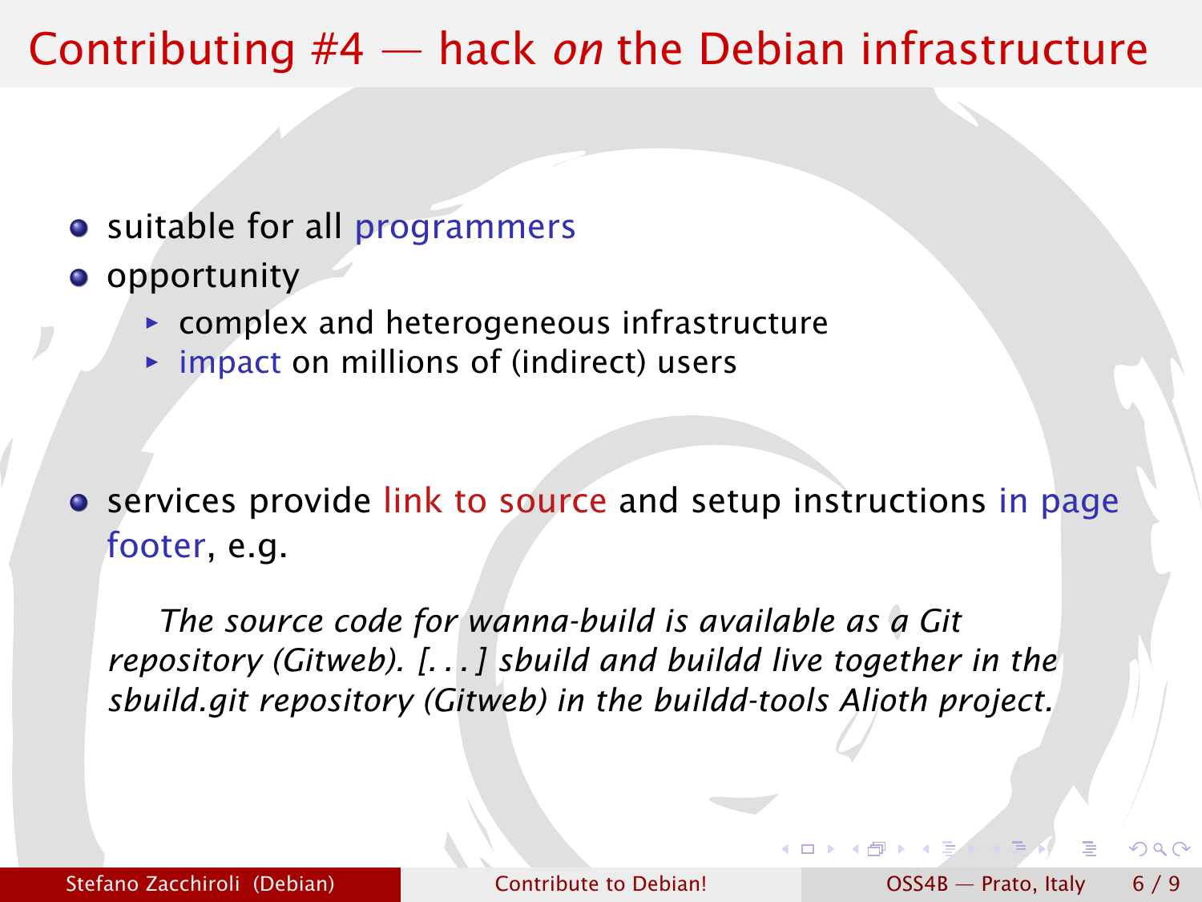# Contributing #4 — hack *on* the Debian infrastructure

- suitable for all programmers
- opportunity
  - complex and heterogeneous infrastructure
  - impact on millions of (indirect) users

- services provide link to source and setup instructions in page footer, e.g.

> *The source code for wanna-build is available as a Git repository (Gitweb). [. . . ] sbuild and buildd live together in the sbuild.git repository (Gitweb) in the buildd-tools Alioth project.*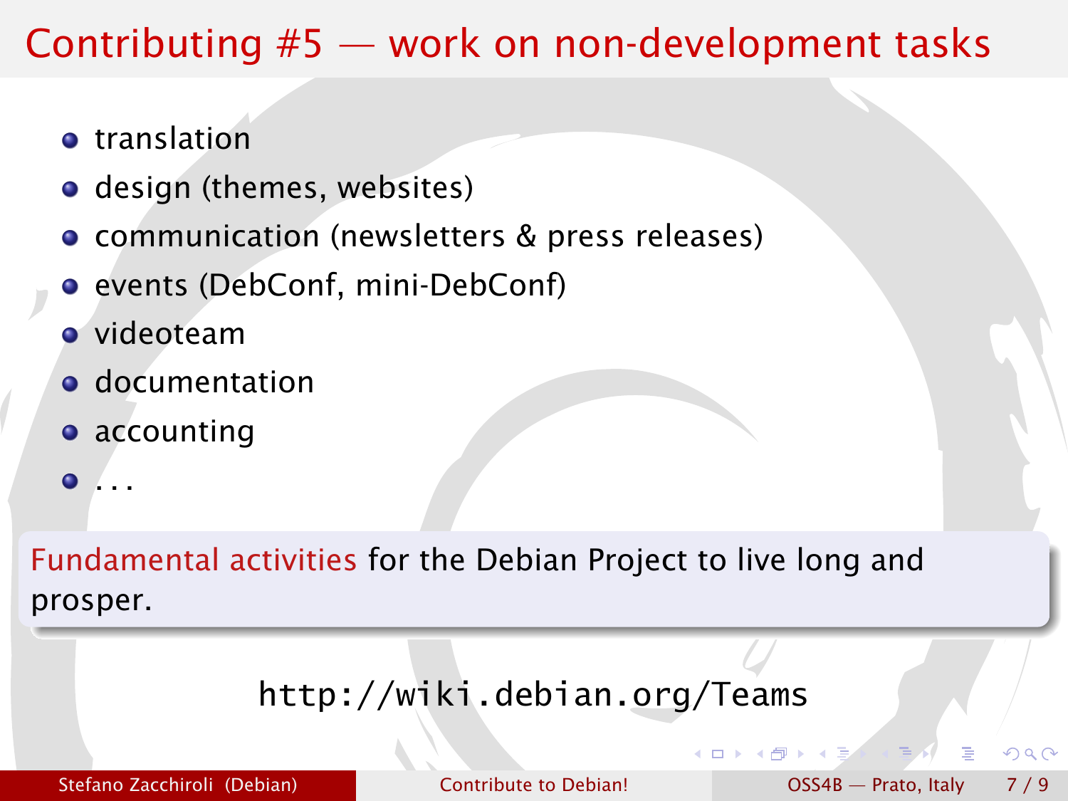# Contributing #5 — work on non-development tasks

- translation
- design (themes, websites)
- communication (newsletters & press releases)
- events (DebConf, mini-DebConf)
- videoteam
- documentation
- accounting
- ...

Fundamental activities for the Debian Project to live long and prosper.

http://wiki.debian.org/Teams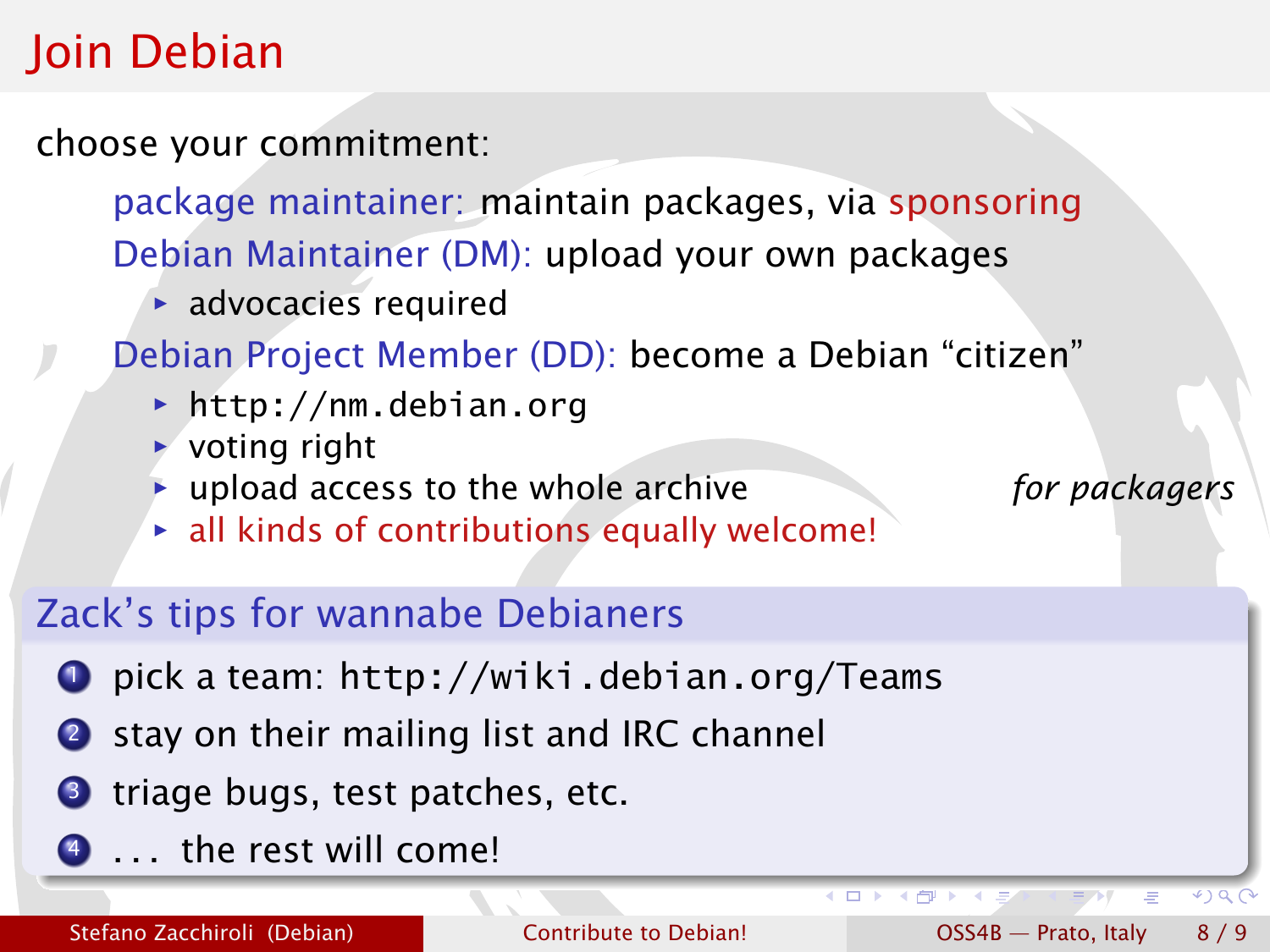# Join Debian

choose your commitment:

- **package maintainer:** maintain packages, via sponsoring
- **Debian Maintainer (DM):** upload your own packages
  - advocacies required
- **Debian Project Member (DD):** become a Debian "citizen"
  - http://nm.debian.org
  - voting right
  - upload access to the whole archive *for packagers*
  - all kinds of contributions equally welcome!

## Zack's tips for wannabe Debianers

1. pick a team: http://wiki.debian.org/Teams
2. stay on their mailing list and IRC channel
3. triage bugs, test patches, etc.
4. . . . the rest will come!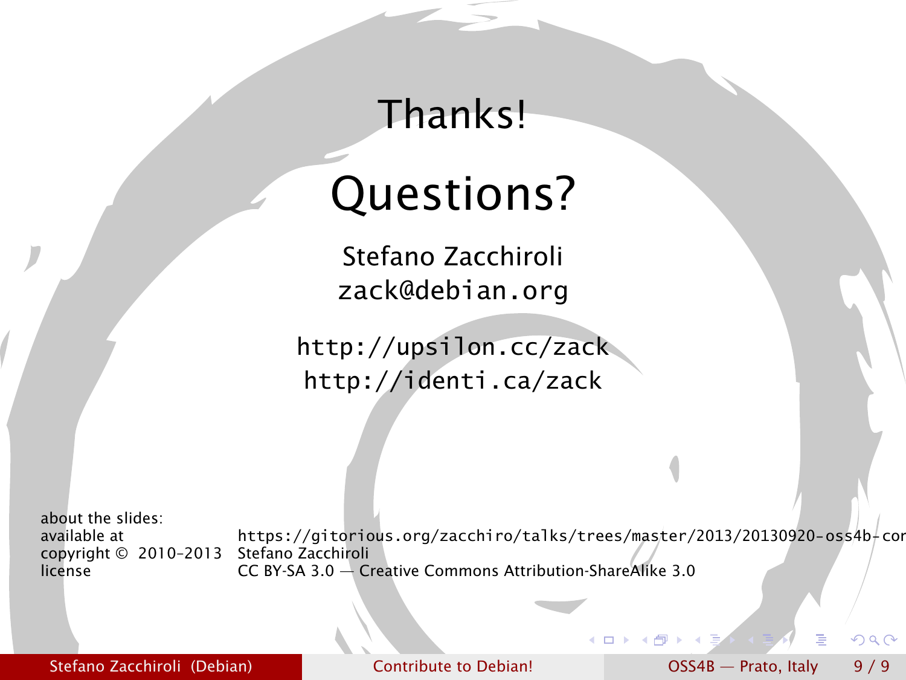# Thanks!

# Questions?

Stefano Zacchiroli
zack@debian.org

http://upsilon.cc/zack
http://identi.ca/zack

about the slides:

| | |
|---|---|
| available at | https://gitorious.org/zacchiro/talks/trees/master/2013/20130920-oss4b-cor |
| copyright © 2010–2013 | Stefano Zacchiroli |
| license | CC BY-SA 3.0 — Creative Commons Attribution-ShareAlike 3.0 |